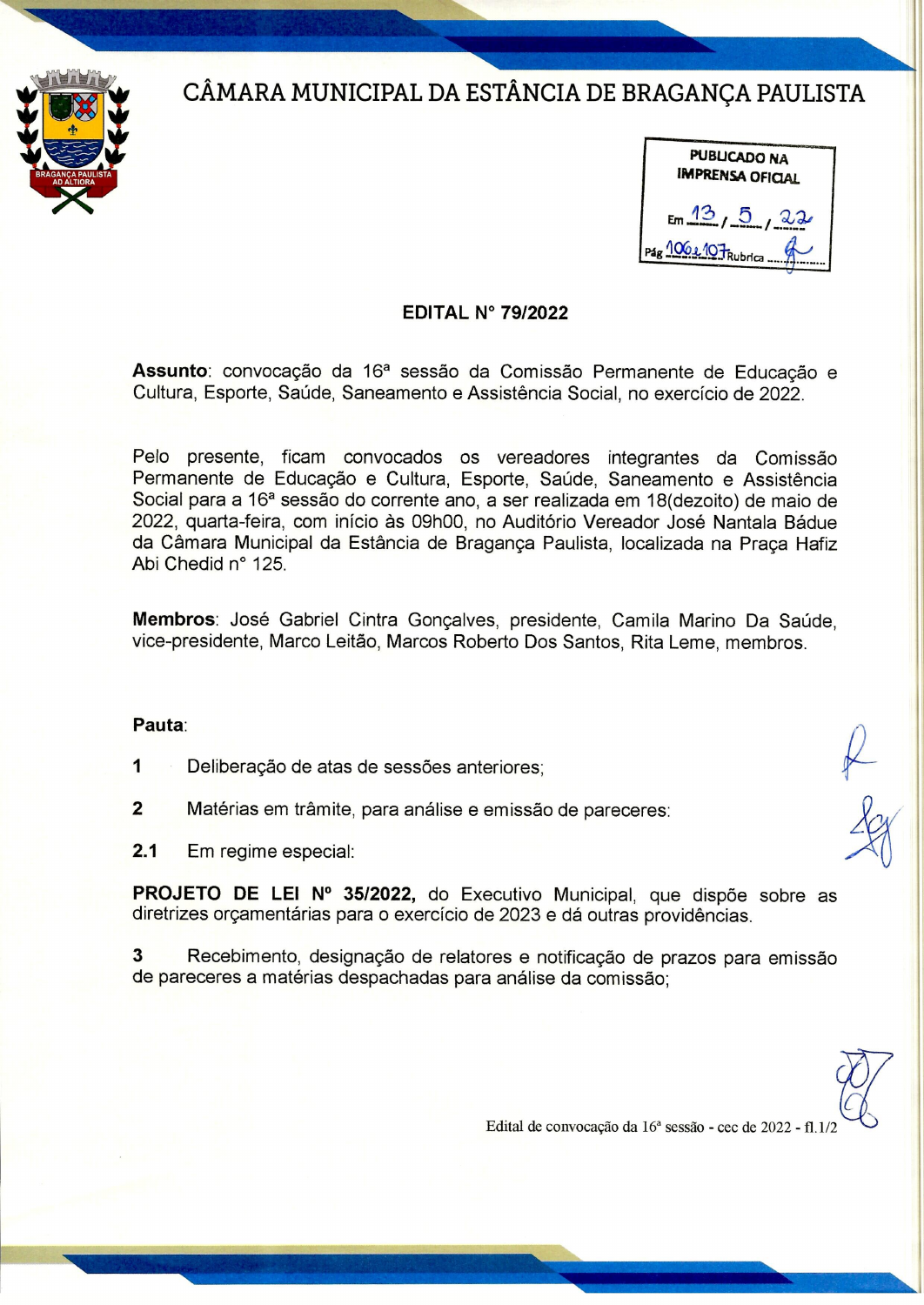# CÂMARA MUNICIPAL DA ESTÂNCIA DE BRAGANÇA PAULISTA

PUBLICADO NA IMPRENSA OFICIAL

Em 13/5/22

Pág 106 e 107 Rubrica

## EDITAL N° 79/2022

**Assunto**: convocação da 16ª sessão da Comissão Permanente de Educação e Cultura, Esporte, Saúde, Saneamento e Assistência Social, no exercício de 2022.

Pelo presente, ficam convocados os vereadores integrantes da Comissão Permanente de Educação e Cultura, Esporte, Saúde, Saneamento e Assistência Social para a 16ª sessão do corrente ano, a ser realizada em 18(dezoito) de maio de 2022, quarta-feira, com início às 09h00, no Auditório Vereador José Nantala Bádue da Câmara Municipal da Estância de Bragança Paulista, localizada na Praça Hafiz Abi Chedid n° 125.

**Membros**: José Gabriel Cintra Gonçalves, presidente, Camila Marino Da Saúde, vice-presidente, Marco Leitão, Marcos Roberto Dos Santos, Rita Leme, membros.

**Pauta**:

1 Deliberação de atas de sessões anteriores;

2 Matérias em trâmite, para análise e emissão de pareceres:

2.1 Em regime especial:

**PROJETO DE LEI Nº 35/2022,** do Executivo Municipal, que dispõe sobre as diretrizes orçamentárias para o exercício de 2023 e dá outras providências.

3 Recebimento, designação de relatores e notificação de prazos para emissão de pareceres a matérias despachadas para análise da comissão;

Edital de convocação da 16ª sessão - cec de 2022 - fl.1/2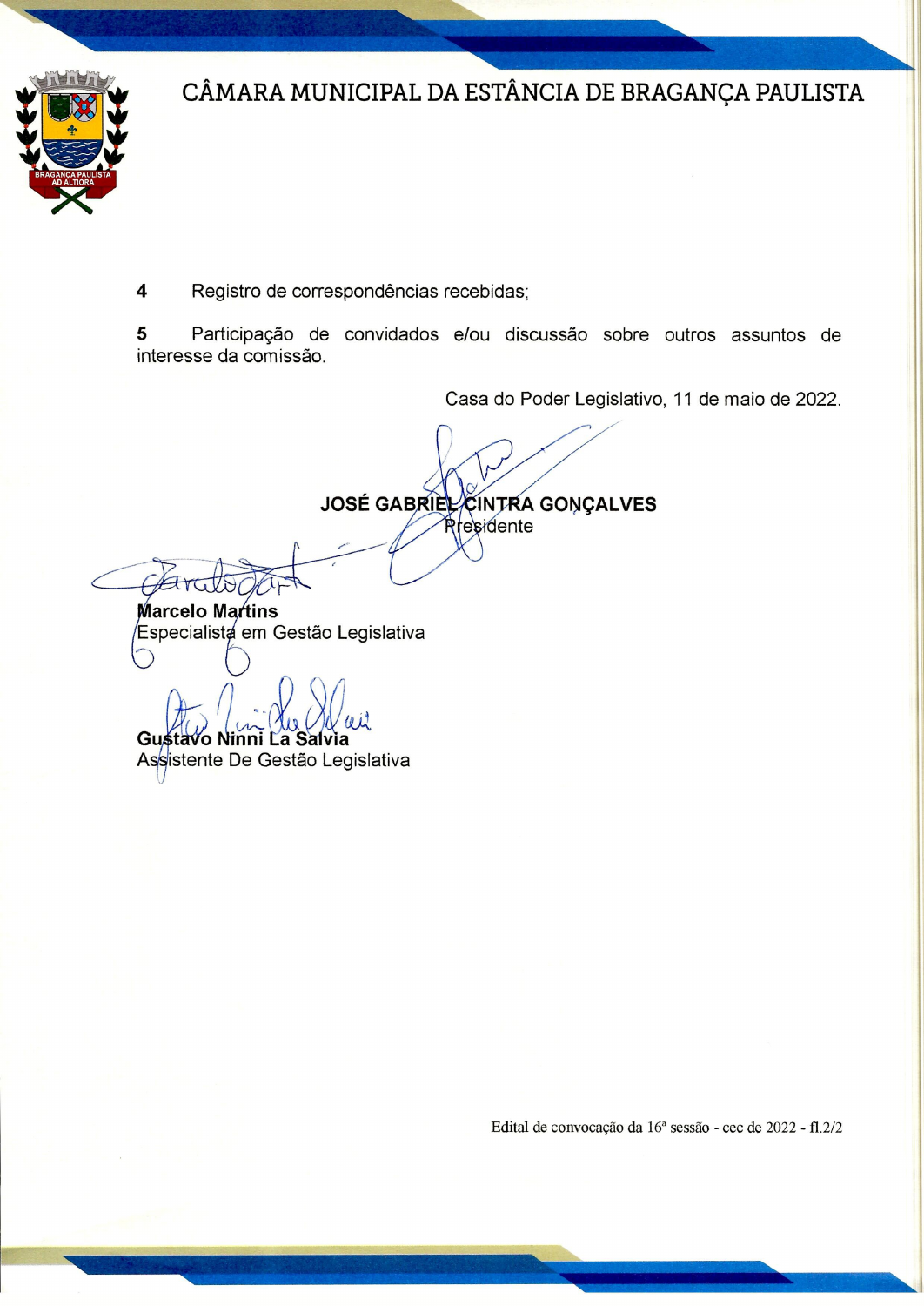# CÂMARA MUNICIPAL DA ESTÂNCIA DE BRAGANÇA PAULISTA

**4** Registro de correspondências recebidas;

**5** Participação de convidados e/ou discussão sobre outros assuntos de interesse da comissão.

Casa do Poder Legislativo, 11 de maio de 2022.

**JOSÉ GABRIEL CINTRA GONÇALVES**
Presidente

**Marcelo Martins**
Especialista em Gestão Legislativa

**Gustavo Ninni La Salvia**
Assistente De Gestão Legislativa

Edital de convocação da 16ª sessão - cec de 2022 - fl.2/2